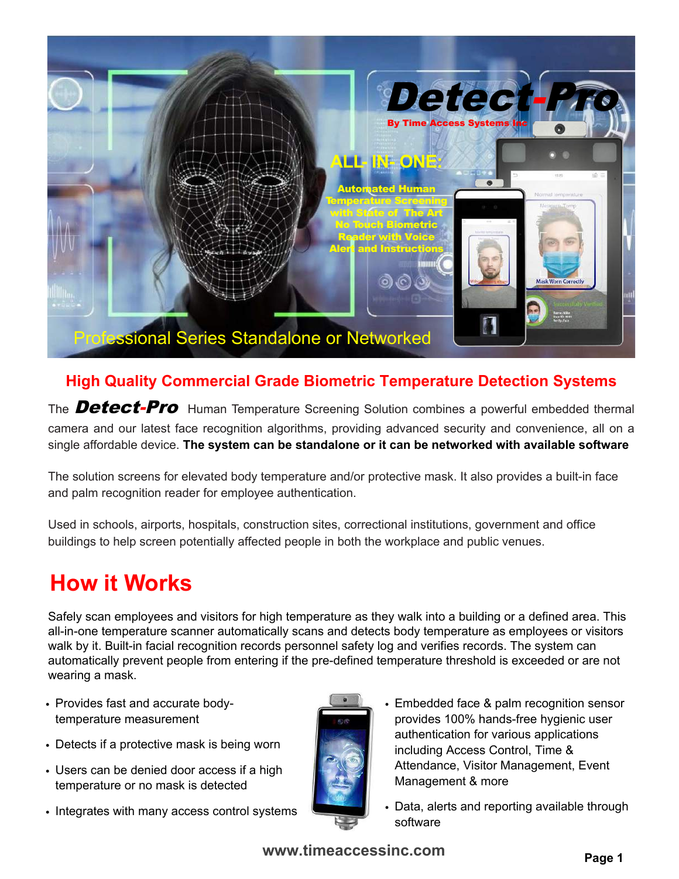# Detect-Pro

By Time Access Systems Inc

ALL- IN- ONE:

Automated Human Temperature Screening with State of The Art No Touch Biometric Reader with Voice Alert and Instructions

Professional Series Standalone or Networked

## High Quality Commercial Grade Biometric Temperature Detection Systems

The ***Detect-Pro*** Human Temperature Screening Solution combines a powerful embedded thermal camera and our latest face recognition algorithms, providing advanced security and convenience, all on a single affordable device. **The system can be standalone or it can be networked with available software**

The solution screens for elevated body temperature and/or protective mask. It also provides a built-in face and palm recognition reader for employee authentication.

Used in schools, airports, hospitals, construction sites, correctional institutions, government and office buildings to help screen potentially affected people in both the workplace and public venues.

# How it Works

Safely scan employees and visitors for high temperature as they walk into a building or a defined area. This all-in-one temperature scanner automatically scans and detects body temperature as employees or visitors walk by it. Built-in facial recognition records personnel safety log and verifies records. The system can automatically prevent people from entering if the pre-defined temperature threshold is exceeded or are not wearing a mask.

- Provides fast and accurate body-temperature measurement
- Detects if a protective mask is being worn
- Users can be denied door access if a high temperature or no mask is detected
- Integrates with many access control systems
- Embedded face & palm recognition sensor provides 100% hands-free hygienic user authentication for various applications including Access Control, Time & Attendance, Visitor Management, Event Management & more
- Data, alerts and reporting available through software

www.timeaccessinc.com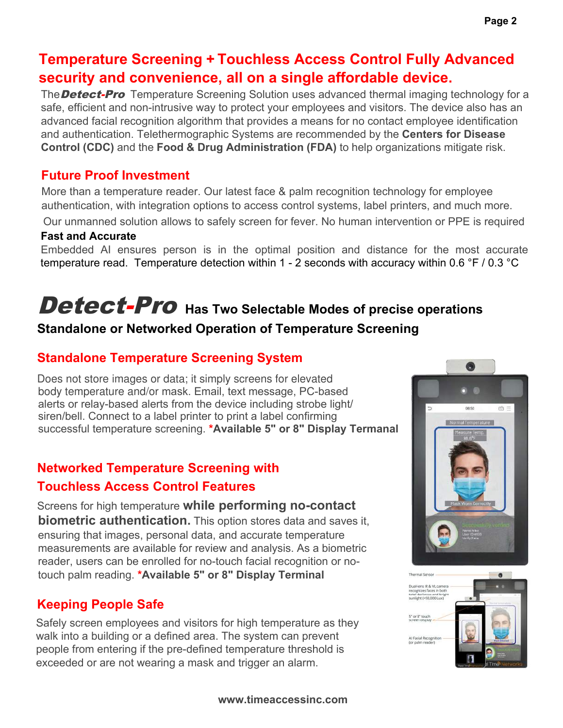## Temperature Screening + Touchless Access Control Fully Advanced security and convenience, all on a single affordable device.

The ***Detect-Pro*** Temperature Screening Solution uses advanced thermal imaging technology for a safe, efficient and non-intrusive way to protect your employees and visitors. The device also has an advanced facial recognition algorithm that provides a means for no contact employee identification and authentication. Telethermographic Systems are recommended by the **Centers for Disease Control (CDC)** and the **Food & Drug Administration (FDA)** to help organizations mitigate risk.

### Future Proof Investment

More than a temperature reader. Our latest face & palm recognition technology for employee authentication, with integration options to access control systems, label printers, and much more.

Our unmanned solution allows to safely screen for fever. No human intervention or PPE is required

**Fast and Accurate**

Embedded AI ensures person is in the optimal position and distance for the most accurate temperature read. Temperature detection within 1 - 2 seconds with accuracy within 0.6 °F / 0.3 °C

## *Detect-Pro* Has Two Selectable Modes of precise operations

**Standalone or Networked Operation of Temperature Screening**

### Standalone Temperature Screening System

Does not store images or data; it simply screens for elevated body temperature and/or mask. Email, text message, PC-based alerts or relay-based alerts from the device including strobe light/ siren/bell. Connect to a label printer to print a label confirming successful temperature screening. ***Available 5" or 8" Display Termanal**

### Networked Temperature Screening with Touchless Access Control Features

Screens for high temperature **while performing no-contact biometric authentication.** This option stores data and saves it, ensuring that images, personal data, and accurate temperature measurements are available for review and analysis. As a biometric reader, users can be enrolled for no-touch facial recognition or no-touch palm reading. ***Available 5" or 8" Display Terminal**

### Keeping People Safe

Safely screen employees and visitors for high temperature as they walk into a building or a defined area. The system can prevent people from entering if the pre-defined temperature threshold is exceeded or are not wearing a mask and trigger an alarm.

www.timeaccessinc.com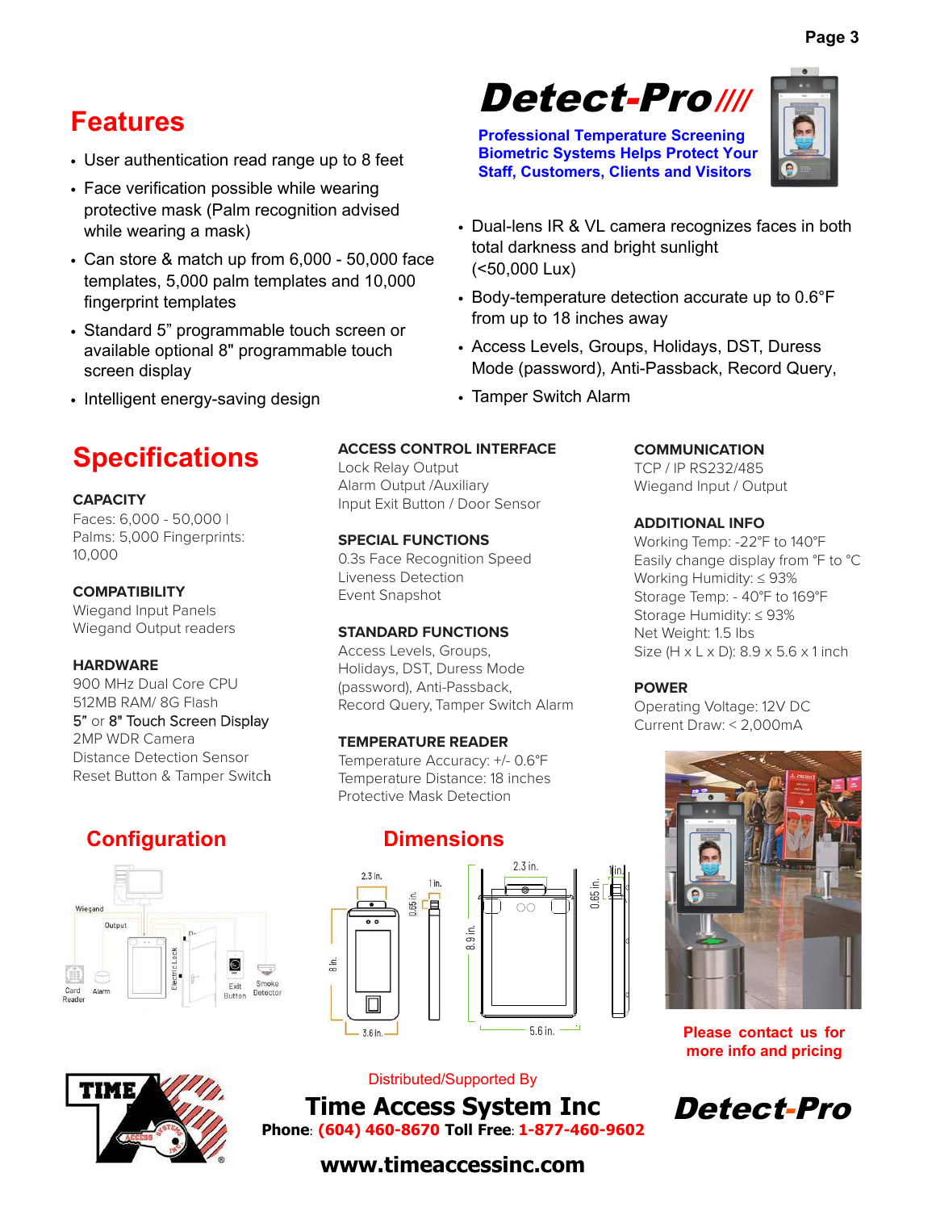# Features

- User authentication read range up to 8 feet
- Face verification possible while wearing protective mask (Palm recognition advised while wearing a mask)
- Can store & match up from 6,000 - 50,000 face templates, 5,000 palm templates and 10,000 fingerprint templates
- Standard 5" programmable touch screen or available optional 8" programmable touch screen display
- Intelligent energy-saving design

**Detect-Pro**

**Professional Temperature Screening Biometric Systems Helps Protect Your Staff, Customers, Clients and Visitors**

- Dual-lens IR & VL camera recognizes faces in both total darkness and bright sunlight (<50,000 Lux)
- Body-temperature detection accurate up to 0.6°F from up to 18 inches away
- Access Levels, Groups, Holidays, DST, Duress Mode (password), Anti-Passback, Record Query,
- Tamper Switch Alarm

# Specifications

### CAPACITY
Faces: 6,000 - 50,000 | Palms: 5,000 Fingerprints: 10,000

### COMPATIBILITY
Wiegand Input Panels
Wiegand Output readers

### HARDWARE
900 MHz Dual Core CPU
512MB RAM/ 8G Flash
5" or 8" Touch Screen Display
2MP WDR Camera
Distance Detection Sensor
Reset Button & Tamper Switch

### ACCESS CONTROL INTERFACE
Lock Relay Output
Alarm Output /Auxiliary
Input Exit Button / Door Sensor

### SPECIAL FUNCTIONS
0.3s Face Recognition Speed
Liveness Detection
Event Snapshot

### STANDARD FUNCTIONS
Access Levels, Groups, Holidays, DST, Duress Mode (password), Anti-Passback, Record Query, Tamper Switch Alarm

### TEMPERATURE READER
Temperature Accuracy: +/- 0.6°F
Temperature Distance: 18 inches
Protective Mask Detection

### COMMUNICATION
TCP / IP RS232/485
Wiegand Input / Output

### ADDITIONAL INFO
Working Temp: -22°F to 140°F
Easily change display from °F to °C
Working Humidity: ≤ 93%
Storage Temp: - 40°F to 169°F
Storage Humidity: ≤ 93%
Net Weight: 1.5 lbs
Size (H x L x D): 8.9 x 5.6 x 1 inch

### POWER
Operating Voltage: 12V DC
Current Draw: < 2,000mA

## Configuration

Wiegand
Output
Card Reader
Alarm
Electric Lock
Exit Button
Smoke Detector

## Dimensions

2.3 in.
1 in.
0.65 in.
8 in.
3.6 in.
2.3 in.
1in.
0.65 in.
8.9 in.
5.6 in.

**Please contact us for more info and pricing**

Distributed/Supported By

**Time Access System Inc**

**Phone**: **(604) 460-8670** **Toll Free**: **1-877-460-9602**

**www.timeaccessinc.com**

**Detect-Pro**